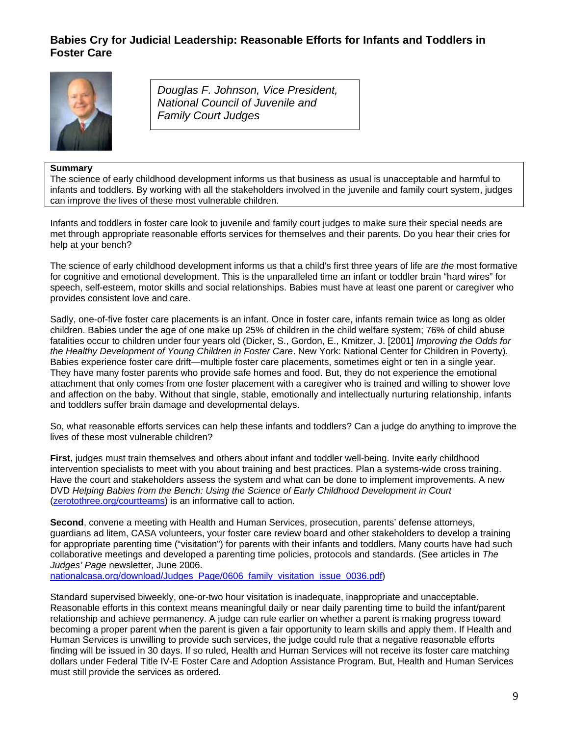## Babies Cry for Judicial Leadership: Reasonable Efforts for Infants and Toddlers in Foster Care

*Douglas F. Johnson, Vice President, National Council of Juvenile and Family Court Judges*

**Summary**
The science of early childhood development informs us that business as usual is unacceptable and harmful to infants and toddlers. By working with all the stakeholders involved in the juvenile and family court system, judges can improve the lives of these most vulnerable children.

Infants and toddlers in foster care look to juvenile and family court judges to make sure their special needs are met through appropriate reasonable efforts services for themselves and their parents. Do you hear their cries for help at your bench?

The science of early childhood development informs us that a child's first three years of life are *the* most formative for cognitive and emotional development. This is the unparalleled time an infant or toddler brain "hard wires" for speech, self-esteem, motor skills and social relationships. Babies must have at least one parent or caregiver who provides consistent love and care.

Sadly, one-of-five foster care placements is an infant. Once in foster care, infants remain twice as long as older children. Babies under the age of one make up 25% of children in the child welfare system; 76% of child abuse fatalities occur to children under four years old (Dicker, S., Gordon, E., Kmitzer, J. [2001] *Improving the Odds for the Healthy Development of Young Children in Foster Care*. New York: National Center for Children in Poverty). Babies experience foster care drift—multiple foster care placements, sometimes eight or ten in a single year. They have many foster parents who provide safe homes and food. But, they do not experience the emotional attachment that only comes from one foster placement with a caregiver who is trained and willing to shower love and affection on the baby. Without that single, stable, emotionally and intellectually nurturing relationship, infants and toddlers suffer brain damage and developmental delays.

So, what reasonable efforts services can help these infants and toddlers? Can a judge do anything to improve the lives of these most vulnerable children?

**First**, judges must train themselves and others about infant and toddler well-being. Invite early childhood intervention specialists to meet with you about training and best practices. Plan a systems-wide cross training. Have the court and stakeholders assess the system and what can be done to implement improvements. A new DVD *Helping Babies from the Bench: Using the Science of Early Childhood Development in Court* (zerotothree.org/courtteams) is an informative call to action.

**Second**, convene a meeting with Health and Human Services, prosecution, parents' defense attorneys, guardians ad litem, CASA volunteers, your foster care review board and other stakeholders to develop a training for appropriate parenting time ("visitation") for parents with their infants and toddlers. Many courts have had such collaborative meetings and developed a parenting time policies, protocols and standards. (See articles in *The Judges' Page* newsletter, June 2006.
nationalcasa.org/download/Judges_Page/0606_family_visitation_issue_0036.pdf)

Standard supervised biweekly, one-or-two hour visitation is inadequate, inappropriate and unacceptable. Reasonable efforts in this context means meaningful daily or near daily parenting time to build the infant/parent relationship and achieve permanency. A judge can rule earlier on whether a parent is making progress toward becoming a proper parent when the parent is given a fair opportunity to learn skills and apply them. If Health and Human Services is unwilling to provide such services, the judge could rule that a negative reasonable efforts finding will be issued in 30 days. If so ruled, Health and Human Services will not receive its foster care matching dollars under Federal Title IV-E Foster Care and Adoption Assistance Program. But, Health and Human Services must still provide the services as ordered.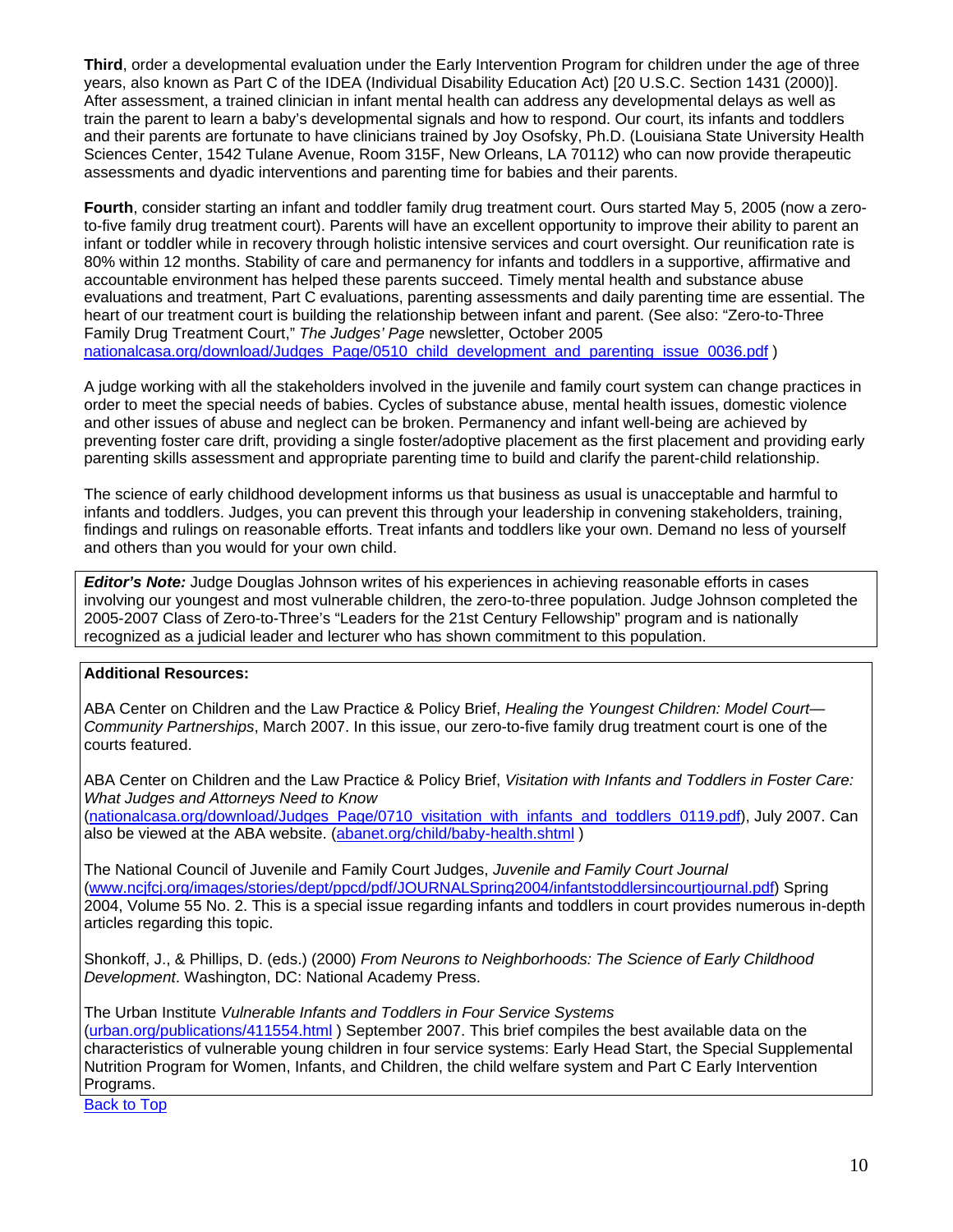**Third**, order a developmental evaluation under the Early Intervention Program for children under the age of three years, also known as Part C of the IDEA (Individual Disability Education Act) [20 U.S.C. Section 1431 (2000)]. After assessment, a trained clinician in infant mental health can address any developmental delays as well as train the parent to learn a baby's developmental signals and how to respond. Our court, its infants and toddlers and their parents are fortunate to have clinicians trained by Joy Osofsky, Ph.D. (Louisiana State University Health Sciences Center, 1542 Tulane Avenue, Room 315F, New Orleans, LA 70112) who can now provide therapeutic assessments and dyadic interventions and parenting time for babies and their parents.

**Fourth**, consider starting an infant and toddler family drug treatment court. Ours started May 5, 2005 (now a zero-to-five family drug treatment court). Parents will have an excellent opportunity to improve their ability to parent an infant or toddler while in recovery through holistic intensive services and court oversight. Our reunification rate is 80% within 12 months. Stability of care and permanency for infants and toddlers in a supportive, affirmative and accountable environment has helped these parents succeed. Timely mental health and substance abuse evaluations and treatment, Part C evaluations, parenting assessments and daily parenting time are essential. The heart of our treatment court is building the relationship between infant and parent. (See also: "Zero-to-Three Family Drug Treatment Court," *The Judges' Page* newsletter, October 2005 nationalcasa.org/download/Judges_Page/0510_child_development_and_parenting_issue_0036.pdf )

A judge working with all the stakeholders involved in the juvenile and family court system can change practices in order to meet the special needs of babies. Cycles of substance abuse, mental health issues, domestic violence and other issues of abuse and neglect can be broken. Permanency and infant well-being are achieved by preventing foster care drift, providing a single foster/adoptive placement as the first placement and providing early parenting skills assessment and appropriate parenting time to build and clarify the parent-child relationship.

The science of early childhood development informs us that business as usual is unacceptable and harmful to infants and toddlers. Judges, you can prevent this through your leadership in convening stakeholders, training, findings and rulings on reasonable efforts. Treat infants and toddlers like your own. Demand no less of yourself and others than you would for your own child.

***Editor's Note:*** Judge Douglas Johnson writes of his experiences in achieving reasonable efforts in cases involving our youngest and most vulnerable children, the zero-to-three population. Judge Johnson completed the 2005-2007 Class of Zero-to-Three's "Leaders for the 21st Century Fellowship" program and is nationally recognized as a judicial leader and lecturer who has shown commitment to this population.

**Additional Resources:**

ABA Center on Children and the Law Practice & Policy Brief, *Healing the Youngest Children: Model Court—Community Partnerships*, March 2007. In this issue, our zero-to-five family drug treatment court is one of the courts featured.

ABA Center on Children and the Law Practice & Policy Brief, *Visitation with Infants and Toddlers in Foster Care: What Judges and Attorneys Need to Know* (nationalcasa.org/download/Judges_Page/0710_visitation_with_infants_and_toddlers_0119.pdf), July 2007. Can also be viewed at the ABA website. (abanet.org/child/baby-health.shtml )

The National Council of Juvenile and Family Court Judges, *Juvenile and Family Court Journal* (www.ncjfcj.org/images/stories/dept/ppcd/pdf/JOURNALSpring2004/infantstoddlersincourtjournal.pdf) Spring 2004, Volume 55 No. 2. This is a special issue regarding infants and toddlers in court provides numerous in-depth articles regarding this topic.

Shonkoff, J., & Phillips, D. (eds.) (2000) *From Neurons to Neighborhoods: The Science of Early Childhood Development*. Washington, DC: National Academy Press.

The Urban Institute *Vulnerable Infants and Toddlers in Four Service Systems* (urban.org/publications/411554.html ) September 2007. This brief compiles the best available data on the characteristics of vulnerable young children in four service systems: Early Head Start, the Special Supplemental Nutrition Program for Women, Infants, and Children, the child welfare system and Part C Early Intervention Programs.

Back to Top